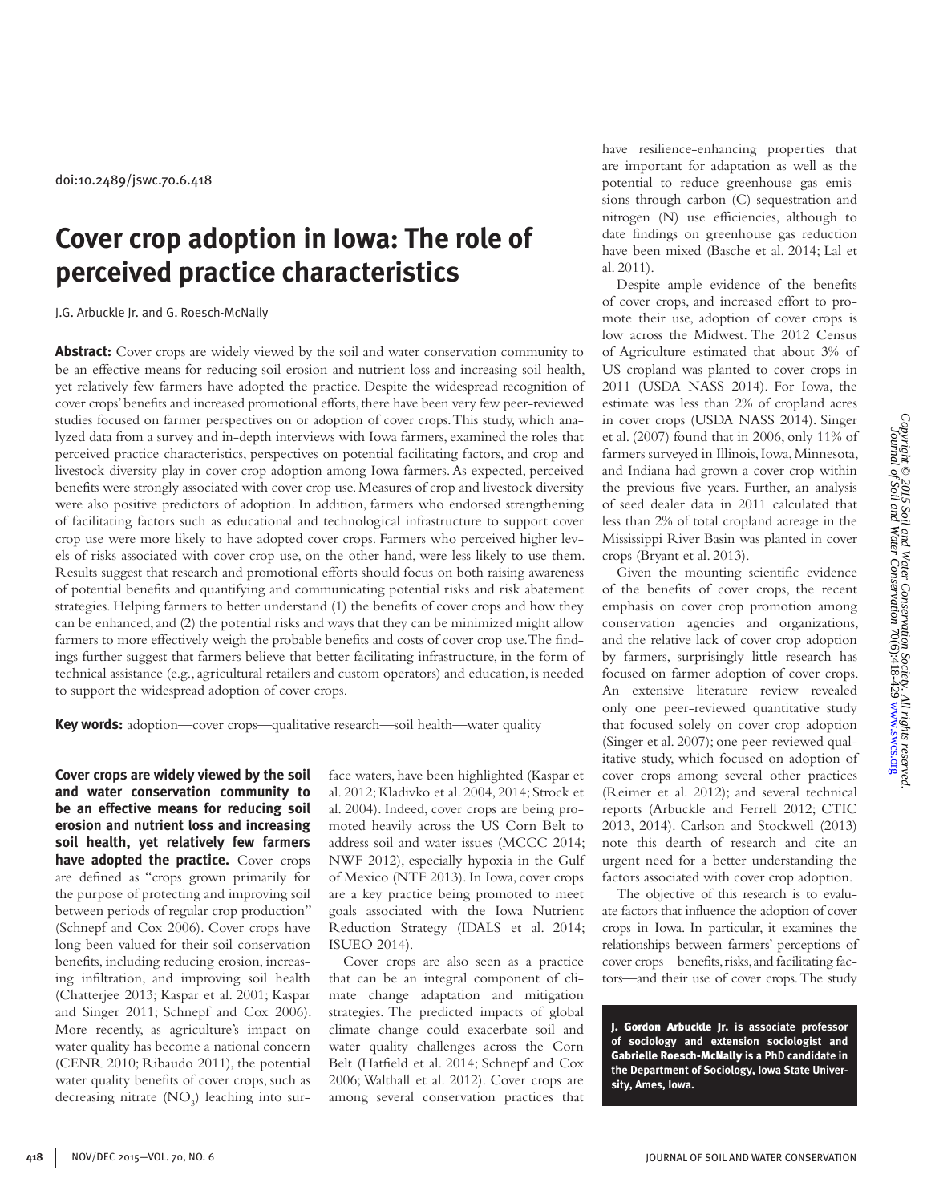doi:10.2489/jswc.70.6.418

# Cover crop adoption in Iowa: The role of perceived practice characteristics

J.G. Arbuckle Jr. and G. Roesch-McNally

**Abstract:** Cover crops are widely viewed by the soil and water conservation community to be an effective means for reducing soil erosion and nutrient loss and increasing soil health, yet relatively few farmers have adopted the practice. Despite the widespread recognition of cover crops' benefits and increased promotional efforts, there have been very few peer-reviewed studies focused on farmer perspectives on or adoption of cover crops. This study, which analyzed data from a survey and in-depth interviews with Iowa farmers, examined the roles that perceived practice characteristics, perspectives on potential facilitating factors, and crop and livestock diversity play in cover crop adoption among Iowa farmers. As expected, perceived benefits were strongly associated with cover crop use. Measures of crop and livestock diversity were also positive predictors of adoption. In addition, farmers who endorsed strengthening of facilitating factors such as educational and technological infrastructure to support cover crop use were more likely to have adopted cover crops. Farmers who perceived higher levels of risks associated with cover crop use, on the other hand, were less likely to use them. Results suggest that research and promotional efforts should focus on both raising awareness of potential benefits and quantifying and communicating potential risks and risk abatement strategies. Helping farmers to better understand (1) the benefits of cover crops and how they can be enhanced, and (2) the potential risks and ways that they can be minimized might allow farmers to more effectively weigh the probable benefits and costs of cover crop use. The findings further suggest that farmers believe that better facilitating infrastructure, in the form of technical assistance (e.g., agricultural retailers and custom operators) and education, is needed to support the widespread adoption of cover crops.

**Key words:** adoption—cover crops—qualitative research—soil health—water quality

**Cover crops are widely viewed by the soil and water conservation community to be an effective means for reducing soil erosion and nutrient loss and increasing soil health, yet relatively few farmers have adopted the practice.** Cover crops are defined as "crops grown primarily for the purpose of protecting and improving soil between periods of regular crop production" (Schnepf and Cox 2006). Cover crops have long been valued for their soil conservation benefits, including reducing erosion, increasing infiltration, and improving soil health (Chatterjee 2013; Kaspar et al. 2001; Kaspar and Singer 2011; Schnepf and Cox 2006). More recently, as agriculture's impact on water quality has become a national concern (CENR 2010; Ribaudo 2011), the potential water quality benefits of cover crops, such as decreasing nitrate ($NO_3$) leaching into surface waters, have been highlighted (Kaspar et al. 2012; Kladivko et al. 2004, 2014; Strock et al. 2004). Indeed, cover crops are being promoted heavily across the US Corn Belt to address soil and water issues (MCCC 2014; NWF 2012), especially hypoxia in the Gulf of Mexico (NTF 2013). In Iowa, cover crops are a key practice being promoted to meet goals associated with the Iowa Nutrient Reduction Strategy (IDALS et al. 2014; ISUEO 2014).

Cover crops are also seen as a practice that can be an integral component of climate change adaptation and mitigation strategies. The predicted impacts of global climate change could exacerbate soil and water quality challenges across the Corn Belt (Hatfield et al. 2014; Schnepf and Cox 2006; Walthall et al. 2012). Cover crops are among several conservation practices that have resilience-enhancing properties that are important for adaptation as well as the potential to reduce greenhouse gas emissions through carbon (C) sequestration and nitrogen (N) use efficiencies, although to date findings on greenhouse gas reduction have been mixed (Basche et al. 2014; Lal et al. 2011).

Despite ample evidence of the benefits of cover crops, and increased effort to promote their use, adoption of cover crops is low across the Midwest. The 2012 Census of Agriculture estimated that about 3% of US cropland was planted to cover crops in 2011 (USDA NASS 2014). For Iowa, the estimate was less than 2% of cropland acres in cover crops (USDA NASS 2014). Singer et al. (2007) found that in 2006, only 11% of farmers surveyed in Illinois, Iowa, Minnesota, and Indiana had grown a cover crop within the previous five years. Further, an analysis of seed dealer data in 2011 calculated that less than 2% of total cropland acreage in the Mississippi River Basin was planted in cover crops (Bryant et al. 2013).

Given the mounting scientific evidence of the benefits of cover crops, the recent emphasis on cover crop promotion among conservation agencies and organizations, and the relative lack of cover crop adoption by farmers, surprisingly little research has focused on farmer adoption of cover crops. An extensive literature review revealed only one peer-reviewed quantitative study that focused solely on cover crop adoption (Singer et al. 2007); one peer-reviewed qualitative study, which focused on adoption of cover crops among several other practices (Reimer et al. 2012); and several technical reports (Arbuckle and Ferrell 2012; CTIC 2013, 2014). Carlson and Stockwell (2013) note this dearth of research and cite an urgent need for a better understanding the factors associated with cover crop adoption.

The objective of this research is to evaluate factors that influence the adoption of cover crops in Iowa. In particular, it examines the relationships between farmers' perceptions of cover crops—benefits, risks, and facilitating factors—and their use of cover crops. The study

**J. Gordon Arbuckle Jr.** is associate professor of sociology and extension sociologist and **Gabrielle Roesch-McNally** is a PhD candidate in the Department of Sociology, Iowa State University, Ames, Iowa.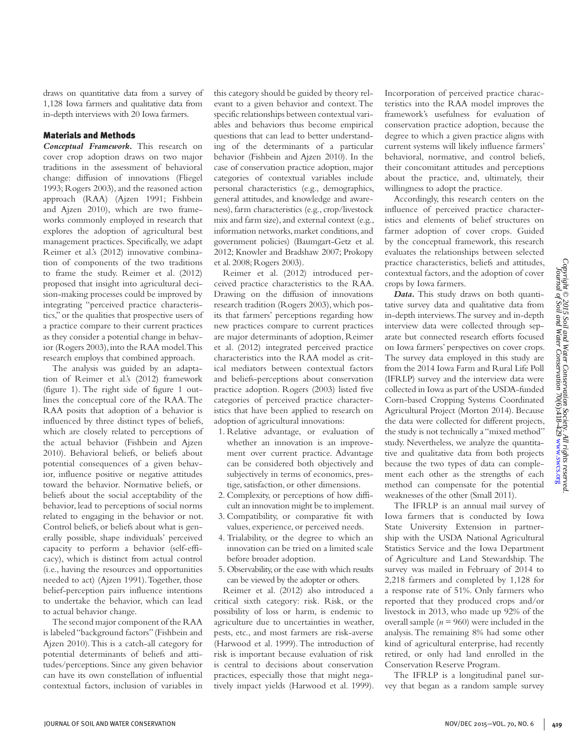draws on quantitative data from a survey of 1,128 Iowa farmers and qualitative data from in-depth interviews with 20 Iowa farmers.

## Materials and Methods

***Conceptual Framework.*** This research on cover crop adoption draws on two major traditions in the assessment of behavioral change: diffusion of innovations (Fliegel 1993; Rogers 2003), and the reasoned action approach (RAA) (Ajzen 1991; Fishbein and Ajzen 2010), which are two frameworks commonly employed in research that explores the adoption of agricultural best management practices. Specifically, we adapt Reimer et al.'s (2012) innovative combination of components of the two traditions to frame the study. Reimer et al. (2012) proposed that insight into agricultural decision-making processes could be improved by integrating "perceived practice characteristics," or the qualities that prospective users of a practice compare to their current practices as they consider a potential change in behavior (Rogers 2003), into the RAA model. This research employs that combined approach.

The analysis was guided by an adaptation of Reimer et al.'s (2012) framework (figure 1). The right side of figure 1 outlines the conceptual core of the RAA. The RAA posits that adoption of a behavior is influenced by three distinct types of beliefs, which are closely related to perceptions of the actual behavior (Fishbein and Ajzen 2010). Behavioral beliefs, or beliefs about potential consequences of a given behavior, influence positive or negative attitudes toward the behavior. Normative beliefs, or beliefs about the social acceptability of the behavior, lead to perceptions of social norms related to engaging in the behavior or not. Control beliefs, or beliefs about what is generally possible, shape individuals' perceived capacity to perform a behavior (self-efficacy), which is distinct from actual control (i.e., having the resources and opportunities needed to act) (Ajzen 1991). Together, those belief-perception pairs influence intentions to undertake the behavior, which can lead to actual behavior change.

The second major component of the RAA is labeled "background factors" (Fishbein and Ajzen 2010). This is a catch-all category for potential determinants of beliefs and attitudes/perceptions. Since any given behavior can have its own constellation of influential contextual factors, inclusion of variables in this category should be guided by theory relevant to a given behavior and context. The specific relationships between contextual variables and behaviors thus become empirical questions that can lead to better understanding of the determinants of a particular behavior (Fishbein and Ajzen 2010). In the case of conservation practice adoption, major categories of contextual variables include personal characteristics (e.g., demographics, general attitudes, and knowledge and awareness), farm characteristics (e.g., crop/livestock mix and farm size), and external context (e.g., information networks, market conditions, and government policies) (Baumgart-Getz et al. 2012; Knowler and Bradshaw 2007; Prokopy et al. 2008; Rogers 2003).

Reimer et al. (2012) introduced perceived practice characteristics to the RAA. Drawing on the diffusion of innovations research tradition (Rogers 2003), which posits that farmers' perceptions regarding how new practices compare to current practices are major determinants of adoption, Reimer et al. (2012) integrated perceived practice characteristics into the RAA model as critical mediators between contextual factors and beliefs-perceptions about conservation practice adoption. Rogers (2003) listed five categories of perceived practice characteristics that have been applied to research on adoption of agricultural innovations:

1. Relative advantage, or evaluation of whether an innovation is an improvement over current practice. Advantage can be considered both objectively and subjectively in terms of economics, prestige, satisfaction, or other dimensions.
2. Complexity, or perceptions of how difficult an innovation might be to implement.
3. Compatibility, or comparative fit with values, experience, or perceived needs.
4. Trialability, or the degree to which an innovation can be tried on a limited scale before broader adoption.
5. Observability, or the ease with which results can be viewed by the adopter or others.

Reimer et al. (2012) also introduced a critical sixth category: risk. Risk, or the possibility of loss or harm, is endemic to agriculture due to uncertainties in weather, pests, etc., and most farmers are risk-averse (Harwood et al. 1999). The introduction of risk is important because evaluation of risk is central to decisions about conservation practices, especially those that might negatively impact yields (Harwood et al. 1999). Incorporation of perceived practice characteristics into the RAA model improves the framework's usefulness for evaluation of conservation practice adoption, because the degree to which a given practice aligns with current systems will likely influence farmers' behavioral, normative, and control beliefs, their concomitant attitudes and perceptions about the practice, and, ultimately, their willingness to adopt the practice.

Accordingly, this research centers on the influence of perceived practice characteristics and elements of belief structures on farmer adoption of cover crops. Guided by the conceptual framework, this research evaluates the relationships between selected practice characteristics, beliefs and attitudes, contextual factors, and the adoption of cover crops by Iowa farmers.

***Data.*** This study draws on both quantitative survey data and qualitative data from in-depth interviews. The survey and in-depth interview data were collected through separate but connected research efforts focused on Iowa farmers' perspectives on cover crops. The survey data employed in this study are from the 2014 Iowa Farm and Rural Life Poll (IFRLP) survey and the interview data were collected in Iowa as part of the USDA-funded Corn-based Cropping Systems Coordinated Agricultural Project (Morton 2014). Because the data were collected for different projects, the study is not technically a "mixed method" study. Nevertheless, we analyze the quantitative and qualitative data from both projects because the two types of data can complement each other as the strengths of each method can compensate for the potential weaknesses of the other (Small 2011).

The IFRLP is an annual mail survey of Iowa farmers that is conducted by Iowa State University Extension in partnership with the USDA National Agricultural Statistics Service and the Iowa Department of Agriculture and Land Stewardship. The survey was mailed in February of 2014 to 2,218 farmers and completed by 1,128 for a response rate of 51%. Only farmers who reported that they produced crops and/or livestock in 2013, who made up 92% of the overall sample ($n = 960$) were included in the analysis. The remaining 8% had some other kind of agricultural enterprise, had recently retired, or only had land enrolled in the Conservation Reserve Program.

The IFRLP is a longitudinal panel survey that began as a random sample survey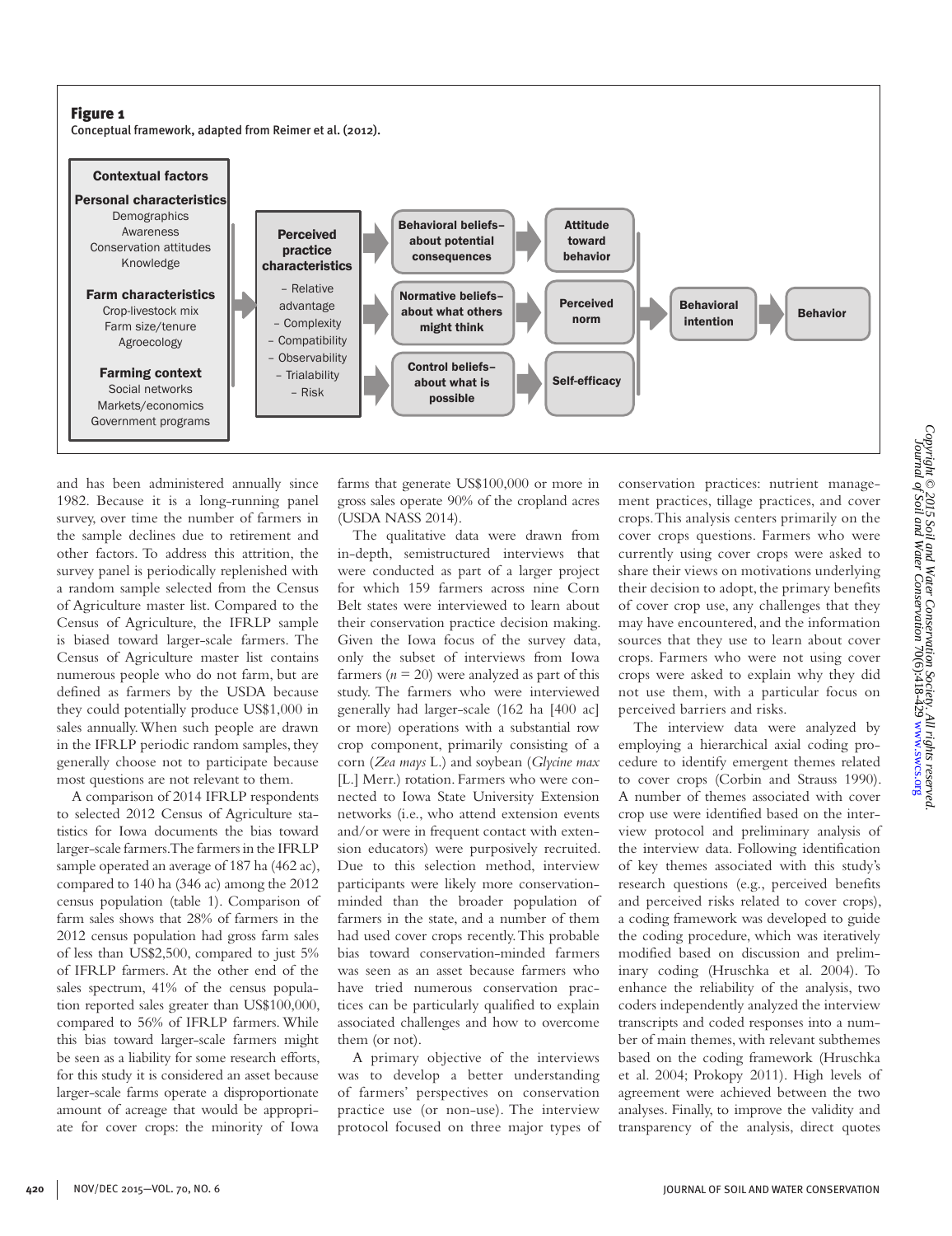**Figure 1**

Conceptual framework, adapted from Reimer et al. (2012).

**Contextual factors**

- **Personal characteristics**: Demographics; Awareness; Conservation attitudes; Knowledge
- **Farm characteristics**: Crop-livestock mix; Farm size/tenure; Agroecology
- **Farming context**: Social networks; Markets/economics; Government programs

**Perceived practice characteristics**: – Relative advantage – Complexity – Compatibility – Observability – Trialability – Risk

- Behavioral beliefs–about potential consequences → Attitude toward behavior
- Normative beliefs–about what others might think → Perceived norm
- Control beliefs–about what is possible → Self-efficacy

→ Behavioral intention → Behavior

and has been administered annually since 1982. Because it is a long-running panel survey, over time the number of farmers in the sample declines due to retirement and other factors. To address this attrition, the survey panel is periodically replenished with a random sample selected from the Census of Agriculture master list. Compared to the Census of Agriculture, the IFRLP sample is biased toward larger-scale farmers. The Census of Agriculture master list contains numerous people who do not farm, but are defined as farmers by the USDA because they could potentially produce US$1,000 in sales annually. When such people are drawn in the IFRLP periodic random samples, they generally choose not to participate because most questions are not relevant to them.

A comparison of 2014 IFRLP respondents to selected 2012 Census of Agriculture statistics for Iowa documents the bias toward larger-scale farmers. The farmers in the IFRLP sample operated an average of 187 ha (462 ac), compared to 140 ha (346 ac) among the 2012 census population (table 1). Comparison of farm sales shows that 28% of farmers in the 2012 census population had gross farm sales of less than US$2,500, compared to just 5% of IFRLP farmers. At the other end of the sales spectrum, 41% of the census population reported sales greater than US$100,000, compared to 56% of IFRLP farmers. While this bias toward larger-scale farmers might be seen as a liability for some research efforts, for this study it is considered an asset because larger-scale farms operate a disproportionate amount of acreage that would be appropriate for cover crops: the minority of Iowa farms that generate US$100,000 or more in gross sales operate 90% of the cropland acres (USDA NASS 2014).

The qualitative data were drawn from in-depth, semistructured interviews that were conducted as part of a larger project for which 159 farmers across nine Corn Belt states were interviewed to learn about their conservation practice decision making. Given the Iowa focus of the survey data, only the subset of interviews from Iowa farmers ($n$ = 20) were analyzed as part of this study. The farmers who were interviewed generally had larger-scale (162 ha [400 ac] or more) operations with a substantial row crop component, primarily consisting of a corn (*Zea mays* L.) and soybean (*Glycine max* [L.] Merr.) rotation. Farmers who were connected to Iowa State University Extension networks (i.e., who attend extension events and/or were in frequent contact with extension educators) were purposively recruited. Due to this selection method, interview participants were likely more conservation-minded than the broader population of farmers in the state, and a number of them had used cover crops recently. This probable bias toward conservation-minded farmers was seen as an asset because farmers who have tried numerous conservation practices can be particularly qualified to explain associated challenges and how to overcome them (or not).

A primary objective of the interviews was to develop a better understanding of farmers' perspectives on conservation practice use (or non-use). The interview protocol focused on three major types of conservation practices: nutrient management practices, tillage practices, and cover crops. This analysis centers primarily on the cover crops questions. Farmers who were currently using cover crops were asked to share their views on motivations underlying their decision to adopt, the primary benefits of cover crop use, any challenges that they may have encountered, and the information sources that they use to learn about cover crops. Farmers who were not using cover crops were asked to explain why they did not use them, with a particular focus on perceived barriers and risks.

The interview data were analyzed by employing a hierarchical axial coding procedure to identify emergent themes related to cover crops (Corbin and Strauss 1990). A number of themes associated with cover crop use were identified based on the interview protocol and preliminary analysis of the interview data. Following identification of key themes associated with this study's research questions (e.g., perceived benefits and perceived risks related to cover crops), a coding framework was developed to guide the coding procedure, which was iteratively modified based on discussion and preliminary coding (Hruschka et al. 2004). To enhance the reliability of the analysis, two coders independently analyzed the interview transcripts and coded responses into a number of main themes, with relevant subthemes based on the coding framework (Hruschka et al. 2004; Prokopy 2011). High levels of agreement were achieved between the two analyses. Finally, to improve the validity and transparency of the analysis, direct quotes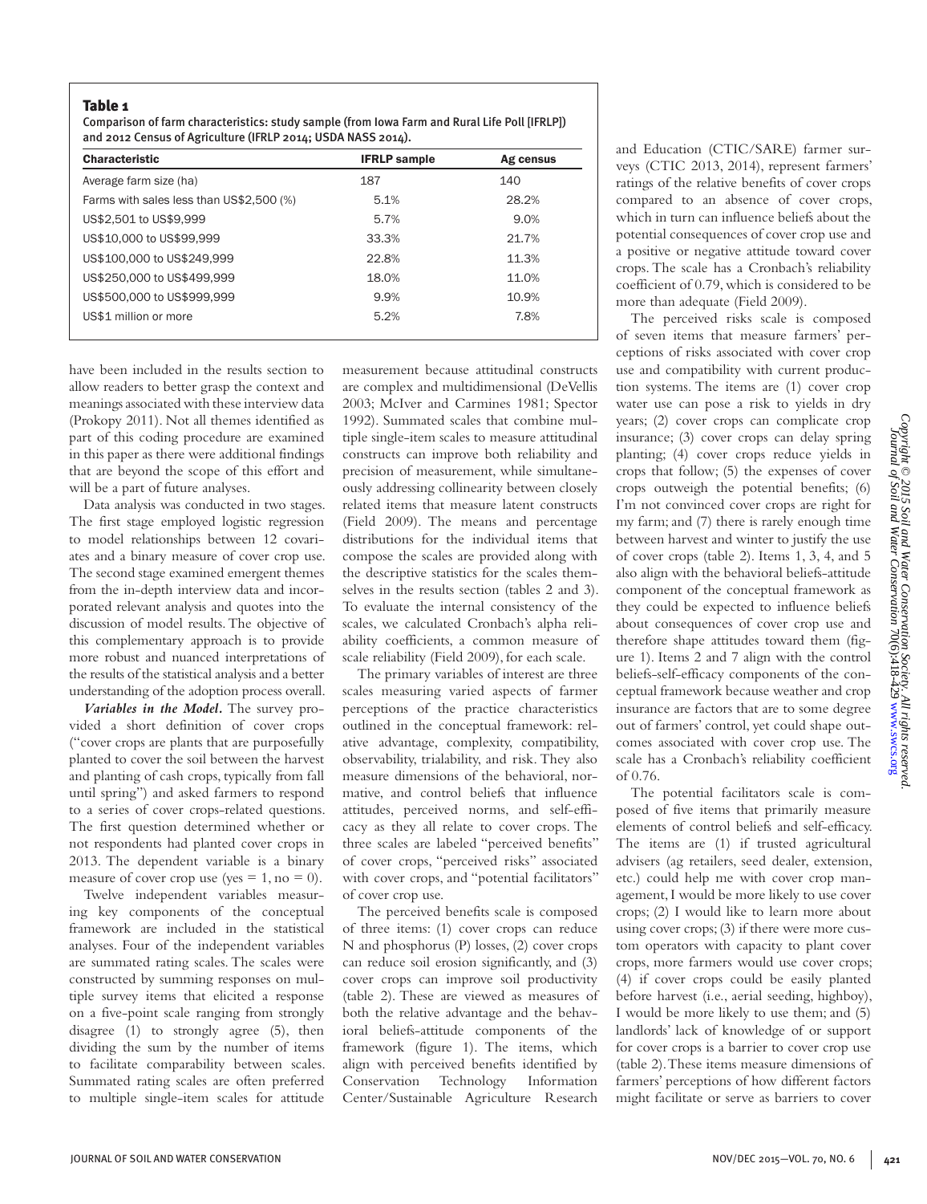**Table 1**

Comparison of farm characteristics: study sample (from Iowa Farm and Rural Life Poll [IFRLP]) and 2012 Census of Agriculture (IFRLP 2014; USDA NASS 2014).

| Characteristic | IFRLP sample | Ag census |
|---|---|---|
| Average farm size (ha) | 187 | 140 |
| Farms with sales less than US$2,500 (%) | 5.1% | 28.2% |
| US$2,501 to US$9,999 | 5.7% | 9.0% |
| US$10,000 to US$99,999 | 33.3% | 21.7% |
| US$100,000 to US$249,999 | 22.8% | 11.3% |
| US$250,000 to US$499,999 | 18.0% | 11.0% |
| US$500,000 to US$999,999 | 9.9% | 10.9% |
| US$1 million or more | 5.2% | 7.8% |

have been included in the results section to allow readers to better grasp the context and meanings associated with these interview data (Prokopy 2011). Not all themes identified as part of this coding procedure are examined in this paper as there were additional findings that are beyond the scope of this effort and will be a part of future analyses.

Data analysis was conducted in two stages. The first stage employed logistic regression to model relationships between 12 covariates and a binary measure of cover crop use. The second stage examined emergent themes from the in-depth interview data and incorporated relevant analysis and quotes into the discussion of model results. The objective of this complementary approach is to provide more robust and nuanced interpretations of the results of the statistical analysis and a better understanding of the adoption process overall.

***Variables in the Model.*** The survey provided a short definition of cover crops ("cover crops are plants that are purposefully planted to cover the soil between the harvest and planting of cash crops, typically from fall until spring") and asked farmers to respond to a series of cover crops-related questions. The first question determined whether or not respondents had planted cover crops in 2013. The dependent variable is a binary measure of cover crop use (yes = 1, no = 0).

Twelve independent variables measuring key components of the conceptual framework are included in the statistical analyses. Four of the independent variables are summated rating scales. The scales were constructed by summing responses on multiple survey items that elicited a response on a five-point scale ranging from strongly disagree (1) to strongly agree (5), then dividing the sum by the number of items to facilitate comparability between scales. Summated rating scales are often preferred to multiple single-item scales for attitude measurement because attitudinal constructs are complex and multidimensional (DeVellis 2003; McIver and Carmines 1981; Spector 1992). Summated scales that combine multiple single-item scales to measure attitudinal constructs can improve both reliability and precision of measurement, while simultaneously addressing collinearity between closely related items that measure latent constructs (Field 2009). The means and percentage distributions for the individual items that compose the scales are provided along with the descriptive statistics for the scales themselves in the results section (tables 2 and 3). To evaluate the internal consistency of the scales, we calculated Cronbach's alpha reliability coefficients, a common measure of scale reliability (Field 2009), for each scale.

The primary variables of interest are three scales measuring varied aspects of farmer perceptions of the practice characteristics outlined in the conceptual framework: relative advantage, complexity, compatibility, observability, trialability, and risk. They also measure dimensions of the behavioral, normative, and control beliefs that influence attitudes, perceived norms, and self-efficacy as they all relate to cover crops. The three scales are labeled "perceived benefits" of cover crops, "perceived risks" associated with cover crops, and "potential facilitators" of cover crop use.

The perceived benefits scale is composed of three items: (1) cover crops can reduce N and phosphorus (P) losses, (2) cover crops can reduce soil erosion significantly, and (3) cover crops can improve soil productivity (table 2). These are viewed as measures of both the relative advantage and the behavioral beliefs-attitude components of the framework (figure 1). The items, which align with perceived benefits identified by Conservation Technology Information Center/Sustainable Agriculture Research and Education (CTIC/SARE) farmer surveys (CTIC 2013, 2014), represent farmers' ratings of the relative benefits of cover crops compared to an absence of cover crops, which in turn can influence beliefs about the potential consequences of cover crop use and a positive or negative attitude toward cover crops. The scale has a Cronbach's reliability coefficient of 0.79, which is considered to be more than adequate (Field 2009).

The perceived risks scale is composed of seven items that measure farmers' perceptions of risks associated with cover crop use and compatibility with current production systems. The items are (1) cover crop water use can pose a risk to yields in dry years; (2) cover crops can complicate crop insurance; (3) cover crops can delay spring planting; (4) cover crops reduce yields in crops that follow; (5) the expenses of cover crops outweigh the potential benefits; (6) I'm not convinced cover crops are right for my farm; and (7) there is rarely enough time between harvest and winter to justify the use of cover crops (table 2). Items 1, 3, 4, and 5 also align with the behavioral beliefs-attitude component of the conceptual framework as they could be expected to influence beliefs about consequences of cover crop use and therefore shape attitudes toward them (figure 1). Items 2 and 7 align with the control beliefs-self-efficacy components of the conceptual framework because weather and crop insurance are factors that are to some degree out of farmers' control, yet could shape outcomes associated with cover crop use. The scale has a Cronbach's reliability coefficient of 0.76.

The potential facilitators scale is composed of five items that primarily measure elements of control beliefs and self-efficacy. The items are (1) if trusted agricultural advisers (ag retailers, seed dealer, extension, etc.) could help me with cover crop management, I would be more likely to use cover crops; (2) I would like to learn more about using cover crops; (3) if there were more custom operators with capacity to plant cover crops, more farmers would use cover crops; (4) if cover crops could be easily planted before harvest (i.e., aerial seeding, highboy), I would be more likely to use them; and (5) landlords' lack of knowledge of or support for cover crops is a barrier to cover crop use (table 2). These items measure dimensions of farmers' perceptions of how different factors might facilitate or serve as barriers to cover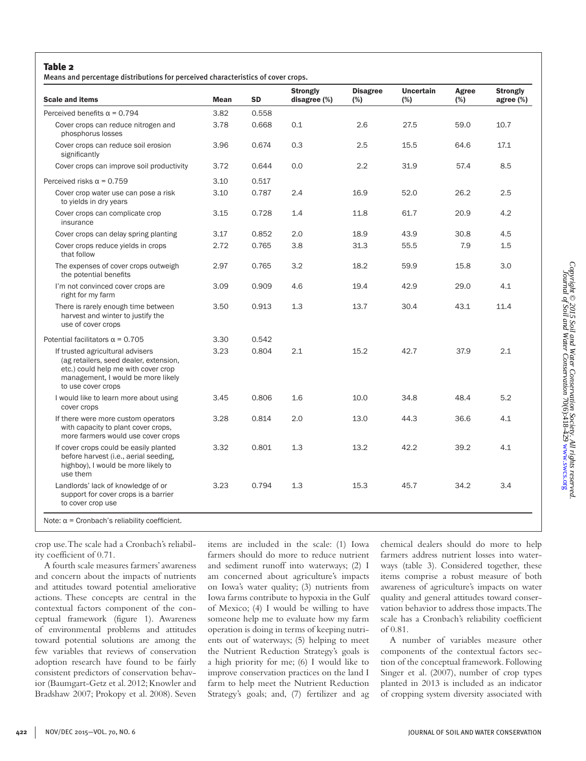**Table 2**

Means and percentage distributions for perceived characteristics of cover crops.

| Scale and items | Mean | SD | Strongly disagree (%) | Disagree (%) | Uncertain (%) | Agree (%) | Strongly agree (%) |
|---|---|---|---|---|---|---|---|
| Perceived benefits α = 0.794 | 3.82 | 0.558 | | | | | |
| Cover crops can reduce nitrogen and phosphorus losses | 3.78 | 0.668 | 0.1 | 2.6 | 27.5 | 59.0 | 10.7 |
| Cover crops can reduce soil erosion significantly | 3.96 | 0.674 | 0.3 | 2.5 | 15.5 | 64.6 | 17.1 |
| Cover crops can improve soil productivity | 3.72 | 0.644 | 0.0 | 2.2 | 31.9 | 57.4 | 8.5 |
| Perceived risks α = 0.759 | 3.10 | 0.517 | | | | | |
| Cover crop water use can pose a risk to yields in dry years | 3.10 | 0.787 | 2.4 | 16.9 | 52.0 | 26.2 | 2.5 |
| Cover crops can complicate crop insurance | 3.15 | 0.728 | 1.4 | 11.8 | 61.7 | 20.9 | 4.2 |
| Cover crops can delay spring planting | 3.17 | 0.852 | 2.0 | 18.9 | 43.9 | 30.8 | 4.5 |
| Cover crops reduce yields in crops that follow | 2.72 | 0.765 | 3.8 | 31.3 | 55.5 | 7.9 | 1.5 |
| The expenses of cover crops outweigh the potential benefits | 2.97 | 0.765 | 3.2 | 18.2 | 59.9 | 15.8 | 3.0 |
| I'm not convinced cover crops are right for my farm | 3.09 | 0.909 | 4.6 | 19.4 | 42.9 | 29.0 | 4.1 |
| There is rarely enough time between harvest and winter to justify the use of cover crops | 3.50 | 0.913 | 1.3 | 13.7 | 30.4 | 43.1 | 11.4 |
| Potential facilitators α = 0.705 | 3.30 | 0.542 | | | | | |
| If trusted agricultural advisers (ag retailers, seed dealer, extension, etc.) could help me with cover crop management, I would be more likely to use cover crops | 3.23 | 0.804 | 2.1 | 15.2 | 42.7 | 37.9 | 2.1 |
| I would like to learn more about using cover crops | 3.45 | 0.806 | 1.6 | 10.0 | 34.8 | 48.4 | 5.2 |
| If there were more custom operators with capacity to plant cover crops, more farmers would use cover crops | 3.28 | 0.814 | 2.0 | 13.0 | 44.3 | 36.6 | 4.1 |
| If cover crops could be easily planted before harvest (i.e., aerial seeding, highboy), I would be more likely to use them | 3.32 | 0.801 | 1.3 | 13.2 | 42.2 | 39.2 | 4.1 |
| Landlords' lack of knowledge of or support for cover crops is a barrier to cover crop use | 3.23 | 0.794 | 1.3 | 15.3 | 45.7 | 34.2 | 3.4 |

Note: α = Cronbach's reliability coefficient.

crop use. The scale had a Cronbach's reliability coefficient of 0.71.

A fourth scale measures farmers' awareness and concern about the impacts of nutrients and attitudes toward potential ameliorative actions. These concepts are central in the contextual factors component of the conceptual framework (figure 1). Awareness of environmental problems and attitudes toward potential solutions are among the few variables that reviews of conservation adoption research have found to be fairly consistent predictors of conservation behavior (Baumgart-Getz et al. 2012; Knowler and Bradshaw 2007; Prokopy et al. 2008). Seven items are included in the scale: (1) Iowa farmers should do more to reduce nutrient and sediment runoff into waterways; (2) I am concerned about agriculture's impacts on Iowa's water quality; (3) nutrients from Iowa farms contribute to hypoxia in the Gulf of Mexico; (4) I would be willing to have someone help me to evaluate how my farm operation is doing in terms of keeping nutrients out of waterways; (5) helping to meet the Nutrient Reduction Strategy's goals is a high priority for me; (6) I would like to improve conservation practices on the land I farm to help meet the Nutrient Reduction Strategy's goals; and, (7) fertilizer and ag chemical dealers should do more to help farmers address nutrient losses into waterways (table 3). Considered together, these items comprise a robust measure of both awareness of agriculture's impacts on water quality and general attitudes toward conservation behavior to address those impacts. The scale has a Cronbach's reliability coefficient of 0.81.

A number of variables measure other components of the contextual factors section of the conceptual framework. Following Singer et al. (2007), number of crop types planted in 2013 is included as an indicator of cropping system diversity associated with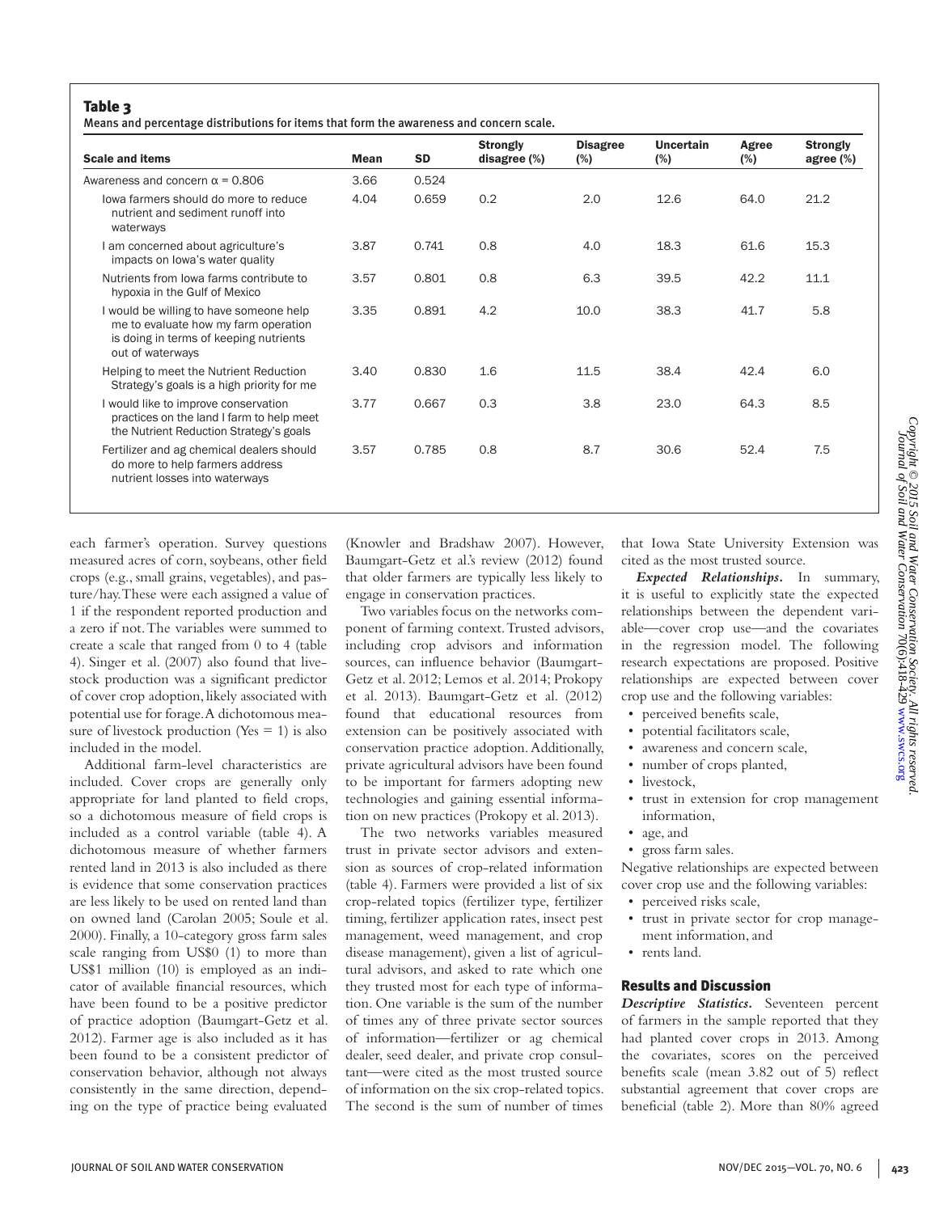**Table 3**

Means and percentage distributions for items that form the awareness and concern scale.

| Scale and items | Mean | SD | Strongly disagree (%) | Disagree (%) | Uncertain (%) | Agree (%) | Strongly agree (%) |
|---|---|---|---|---|---|---|---|
| Awareness and concern α = 0.806 | 3.66 | 0.524 | | | | | |
| Iowa farmers should do more to reduce nutrient and sediment runoff into waterways | 4.04 | 0.659 | 0.2 | 2.0 | 12.6 | 64.0 | 21.2 |
| I am concerned about agriculture's impacts on Iowa's water quality | 3.87 | 0.741 | 0.8 | 4.0 | 18.3 | 61.6 | 15.3 |
| Nutrients from Iowa farms contribute to hypoxia in the Gulf of Mexico | 3.57 | 0.801 | 0.8 | 6.3 | 39.5 | 42.2 | 11.1 |
| I would be willing to have someone help me to evaluate how my farm operation is doing in terms of keeping nutrients out of waterways | 3.35 | 0.891 | 4.2 | 10.0 | 38.3 | 41.7 | 5.8 |
| Helping to meet the Nutrient Reduction Strategy's goals is a high priority for me | 3.40 | 0.830 | 1.6 | 11.5 | 38.4 | 42.4 | 6.0 |
| I would like to improve conservation practices on the land I farm to help meet the Nutrient Reduction Strategy's goals | 3.77 | 0.667 | 0.3 | 3.8 | 23.0 | 64.3 | 8.5 |
| Fertilizer and ag chemical dealers should do more to help farmers address nutrient losses into waterways | 3.57 | 0.785 | 0.8 | 8.7 | 30.6 | 52.4 | 7.5 |

each farmer's operation. Survey questions measured acres of corn, soybeans, other field crops (e.g., small grains, vegetables), and pasture/hay. These were each assigned a value of 1 if the respondent reported production and a zero if not. The variables were summed to create a scale that ranged from 0 to 4 (table 4). Singer et al. (2007) also found that livestock production was a significant predictor of cover crop adoption, likely associated with potential use for forage. A dichotomous measure of livestock production (Yes = 1) is also included in the model.

Additional farm-level characteristics are included. Cover crops are generally only appropriate for land planted to field crops, so a dichotomous measure of field crops is included as a control variable (table 4). A dichotomous measure of whether farmers rented land in 2013 is also included as there is evidence that some conservation practices are less likely to be used on rented land than on owned land (Carolan 2005; Soule et al. 2000). Finally, a 10-category gross farm sales scale ranging from US$0 (1) to more than US$1 million (10) is employed as an indicator of available financial resources, which have been found to be a positive predictor of practice adoption (Baumgart-Getz et al. 2012). Farmer age is also included as it has been found to be a consistent predictor of conservation behavior, although not always consistently in the same direction, depending on the type of practice being evaluated (Knowler and Bradshaw 2007). However, Baumgart-Getz et al.'s review (2012) found that older farmers are typically less likely to engage in conservation practices.

Two variables focus on the networks component of farming context. Trusted advisors, including crop advisors and information sources, can influence behavior (Baumgart-Getz et al. 2012; Lemos et al. 2014; Prokopy et al. 2013). Baumgart-Getz et al. (2012) found that educational resources from extension can be positively associated with conservation practice adoption. Additionally, private agricultural advisors have been found to be important for farmers adopting new technologies and gaining essential information on new practices (Prokopy et al. 2013).

The two networks variables measured trust in private sector advisors and extension as sources of crop-related information (table 4). Farmers were provided a list of six crop-related topics (fertilizer type, fertilizer timing, fertilizer application rates, insect pest management, weed management, and crop disease management), given a list of agricultural advisors, and asked to rate which one they trusted most for each type of information. One variable is the sum of the number of times any of three private sector sources of information—fertilizer or ag chemical dealer, seed dealer, and private crop consultant—were cited as the most trusted source of information on the six crop-related topics. The second is the sum of number of times that Iowa State University Extension was cited as the most trusted source.

***Expected Relationships.*** In summary, it is useful to explicitly state the expected relationships between the dependent variable—cover crop use—and the covariates in the regression model. The following research expectations are proposed. Positive relationships are expected between cover crop use and the following variables:

- perceived benefits scale,
- potential facilitators scale,
- awareness and concern scale,
- number of crops planted,
- livestock,
- trust in extension for crop management information,
- age, and
- gross farm sales.

Negative relationships are expected between cover crop use and the following variables:

- perceived risks scale,
- trust in private sector for crop management information, and
- rents land.

## Results and Discussion

***Descriptive Statistics.*** Seventeen percent of farmers in the sample reported that they had planted cover crops in 2013. Among the covariates, scores on the perceived benefits scale (mean 3.82 out of 5) reflect substantial agreement that cover crops are beneficial (table 2). More than 80% agreed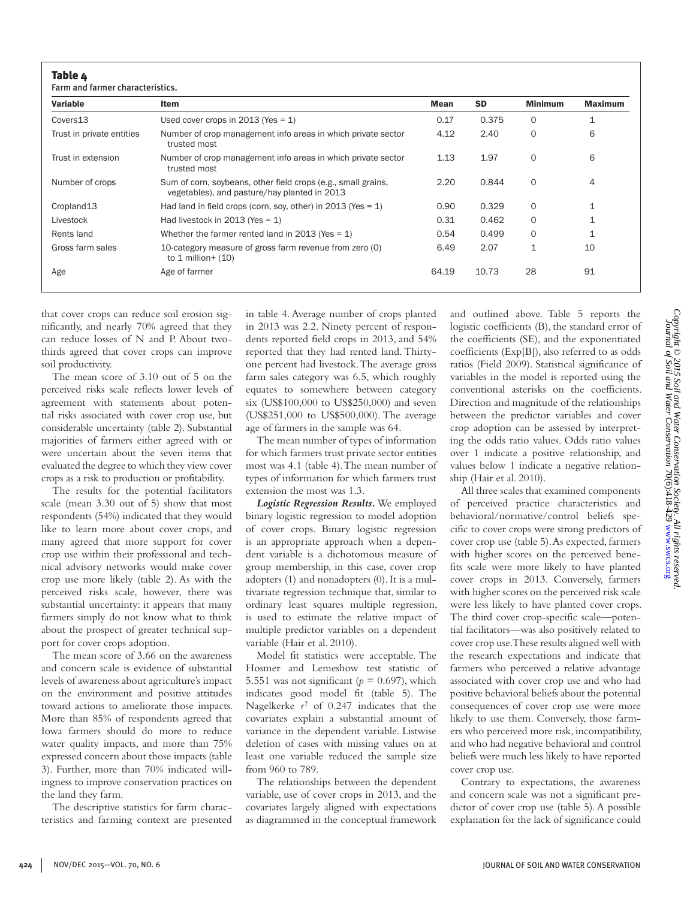**Table 4**
Farm and farmer characteristics.

| Variable | Item | Mean | SD | Minimum | Maximum |
|---|---|---|---|---|---|
| Covers13 | Used cover crops in 2013 (Yes = 1) | 0.17 | 0.375 | 0 | 1 |
| Trust in private entities | Number of crop management info areas in which private sector trusted most | 4.12 | 2.40 | 0 | 6 |
| Trust in extension | Number of crop management info areas in which private sector trusted most | 1.13 | 1.97 | 0 | 6 |
| Number of crops | Sum of corn, soybeans, other field crops (e.g., small grains, vegetables), and pasture/hay planted in 2013 | 2.20 | 0.844 | 0 | 4 |
| Cropland13 | Had land in field crops (corn, soy, other) in 2013 (Yes = 1) | 0.90 | 0.329 | 0 | 1 |
| Livestock | Had livestock in 2013 (Yes = 1) | 0.31 | 0.462 | 0 | 1 |
| Rents land | Whether the farmer rented land in 2013 (Yes = 1) | 0.54 | 0.499 | 0 | 1 |
| Gross farm sales | 10-category measure of gross farm revenue from zero (0) to 1 million+ (10) | 6.49 | 2.07 | 1 | 10 |
| Age | Age of farmer | 64.19 | 10.73 | 28 | 91 |

that cover crops can reduce soil erosion significantly, and nearly 70% agreed that they can reduce losses of N and P. About two-thirds agreed that cover crops can improve soil productivity.

The mean score of 3.10 out of 5 on the perceived risks scale reflects lower levels of agreement with statements about potential risks associated with cover crop use, but considerable uncertainty (table 2). Substantial majorities of farmers either agreed with or were uncertain about the seven items that evaluated the degree to which they view cover crops as a risk to production or profitability.

The results for the potential facilitators scale (mean 3.30 out of 5) show that most respondents (54%) indicated that they would like to learn more about cover crops, and many agreed that more support for cover crop use within their professional and technical advisory networks would make cover crop use more likely (table 2). As with the perceived risks scale, however, there was substantial uncertainty: it appears that many farmers simply do not know what to think about the prospect of greater technical support for cover crops adoption.

The mean score of 3.66 on the awareness and concern scale is evidence of substantial levels of awareness about agriculture's impact on the environment and positive attitudes toward actions to ameliorate those impacts. More than 85% of respondents agreed that Iowa farmers should do more to reduce water quality impacts, and more than 75% expressed concern about those impacts (table 3). Further, more than 70% indicated willingness to improve conservation practices on the land they farm.

The descriptive statistics for farm characteristics and farming context are presented in table 4. Average number of crops planted in 2013 was 2.2. Ninety percent of respondents reported field crops in 2013, and 54% reported that they had rented land. Thirty-one percent had livestock. The average gross farm sales category was 6.5, which roughly equates to somewhere between category six (US$100,000 to US$250,000) and seven (US$251,000 to US$500,000). The average age of farmers in the sample was 64.

The mean number of types of information for which farmers trust private sector entities most was 4.1 (table 4). The mean number of types of information for which farmers trust extension the most was 1.3.

***Logistic Regression Results.*** We employed binary logistic regression to model adoption of cover crops. Binary logistic regression is an appropriate approach when a dependent variable is a dichotomous measure of group membership, in this case, cover crop adopters (1) and nonadopters (0). It is a multivariate regression technique that, similar to ordinary least squares multiple regression, is used to estimate the relative impact of multiple predictor variables on a dependent variable (Hair et al. 2010).

Model fit statistics were acceptable. The Hosmer and Lemeshow test statistic of 5.551 was not significant ($p = 0.697$), which indicates good model fit (table 5). The Nagelkerke $r^2$ of 0.247 indicates that the covariates explain a substantial amount of variance in the dependent variable. Listwise deletion of cases with missing values on at least one variable reduced the sample size from 960 to 789.

The relationships between the dependent variable, use of cover crops in 2013, and the covariates largely aligned with expectations as diagrammed in the conceptual framework and outlined above. Table 5 reports the logistic coefficients (B), the standard error of the coefficients (SE), and the exponentiated coefficients (Exp[B]), also referred to as odds ratios (Field 2009). Statistical significance of variables in the model is reported using the conventional asterisks on the coefficients. Direction and magnitude of the relationships between the predictor variables and cover crop adoption can be assessed by interpreting the odds ratio values. Odds ratio values over 1 indicate a positive relationship, and values below 1 indicate a negative relationship (Hair et al. 2010).

All three scales that examined components of perceived practice characteristics and behavioral/normative/control beliefs specific to cover crops were strong predictors of cover crop use (table 5). As expected, farmers with higher scores on the perceived benefits scale were more likely to have planted cover crops in 2013. Conversely, farmers with higher scores on the perceived risk scale were less likely to have planted cover crops. The third cover crop-specific scale—potential facilitators—was also positively related to cover crop use. These results aligned well with the research expectations and indicate that farmers who perceived a relative advantage associated with cover crop use and who had positive behavioral beliefs about the potential consequences of cover crop use were more likely to use them. Conversely, those farmers who perceived more risk, incompatibility, and who had negative behavioral and control beliefs were much less likely to have reported cover crop use.

Contrary to expectations, the awareness and concern scale was not a significant predictor of cover crop use (table 5). A possible explanation for the lack of significance could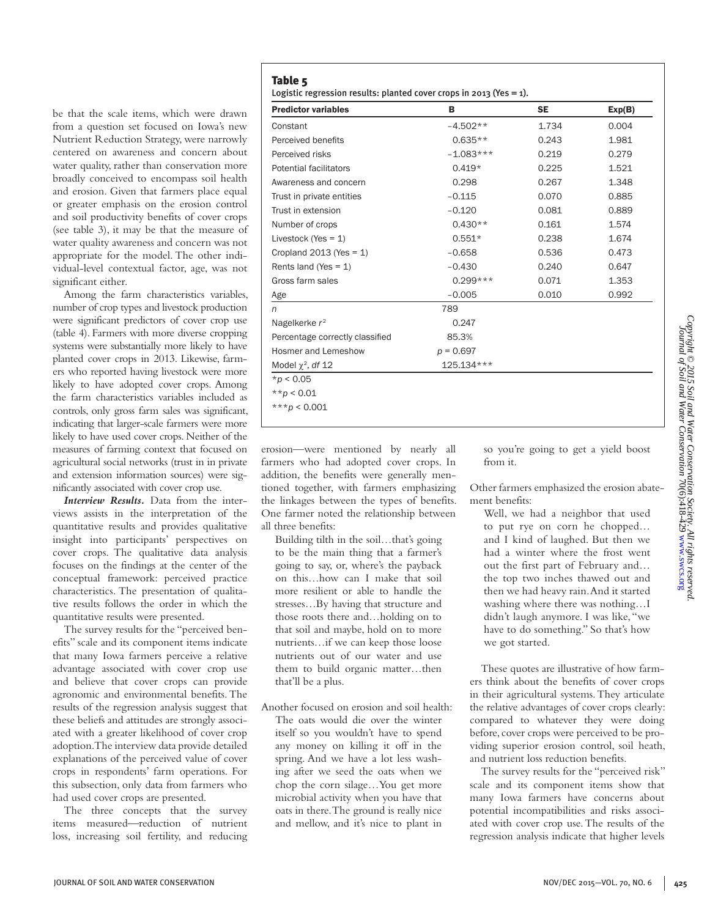be that the scale items, which were drawn from a question set focused on Iowa's new Nutrient Reduction Strategy, were narrowly centered on awareness and concern about water quality, rather than conservation more broadly conceived to encompass soil health and erosion. Given that farmers place equal or greater emphasis on the erosion control and soil productivity benefits of cover crops (see table 3), it may be that the measure of water quality awareness and concern was not appropriate for the model. The other individual-level contextual factor, age, was not significant either.

Among the farm characteristics variables, number of crop types and livestock production were significant predictors of cover crop use (table 4). Farmers with more diverse cropping systems were substantially more likely to have planted cover crops in 2013. Likewise, farmers who reported having livestock were more likely to have adopted cover crops. Among the farm characteristics variables included as controls, only gross farm sales was significant, indicating that larger-scale farmers were more likely to have used cover crops. Neither of the measures of farming context that focused on agricultural social networks (trust in in private and extension information sources) were significantly associated with cover crop use.

**Table 5**
Logistic regression results: planted cover crops in 2013 (Yes = 1).

| Predictor variables | B | SE | Exp(B) |
|---|---|---|---|
| Constant | −4.502** | 1.734 | 0.004 |
| Perceived benefits | 0.635** | 0.243 | 1.981 |
| Perceived risks | −1.083*** | 0.219 | 0.279 |
| Potential facilitators | 0.419* | 0.225 | 1.521 |
| Awareness and concern | 0.298 | 0.267 | 1.348 |
| Trust in private entities | −0.115 | 0.070 | 0.885 |
| Trust in extension | −0.120 | 0.081 | 0.889 |
| Number of crops | 0.430** | 0.161 | 1.574 |
| Livestock (Yes = 1) | 0.551* | 0.238 | 1.674 |
| Cropland 2013 (Yes = 1) | −0.658 | 0.536 | 0.473 |
| Rents land (Yes = 1) | −0.430 | 0.240 | 0.647 |
| Gross farm sales | 0.299*** | 0.071 | 1.353 |
| Age | −0.005 | 0.010 | 0.992 |
| *n* | 789 | | |
| Nagelkerke $r^2$ | 0.247 | | |
| Percentage correctly classified | 85.3% | | |
| Hosmer and Lemeshow | $p = 0.697$ | | |
| Model $\chi^2$, *df* 12 | 125.134*** | | |

*$p < 0.05$
**$p < 0.01$
***$p < 0.001$

***Interview Results.*** Data from the interviews assists in the interpretation of the quantitative results and provides qualitative insight into participants' perspectives on cover crops. The qualitative data analysis focuses on the findings at the center of the conceptual framework: perceived practice characteristics. The presentation of qualitative results follows the order in which the quantitative results were presented.

The survey results for the "perceived benefits" scale and its component items indicate that many Iowa farmers perceive a relative advantage associated with cover crop use and believe that cover crops can provide agronomic and environmental benefits. The results of the regression analysis suggest that these beliefs and attitudes are strongly associated with a greater likelihood of cover crop adoption. The interview data provide detailed explanations of the perceived value of cover crops in respondents' farm operations. For this subsection, only data from farmers who had used cover crops are presented.

The three concepts that the survey items measured—reduction of nutrient loss, increasing soil fertility, and reducing erosion—were mentioned by nearly all farmers who had adopted cover crops. In addition, the benefits were generally mentioned together, with farmers emphasizing the linkages between the types of benefits. One farmer noted the relationship between all three benefits:

> Building tilth in the soil…that's going to be the main thing that a farmer's going to say, or, where's the payback on this…how can I make that soil more resilient or able to handle the stresses…By having that structure and those roots there and…holding on to that soil and maybe, hold on to more nutrients…if we can keep those loose nutrients out of our water and use them to build organic matter…then that'll be a plus.

Another focused on erosion and soil health:

> The oats would die over the winter itself so you wouldn't have to spend any money on killing it off in the spring. And we have a lot less washing after we seed the oats when we chop the corn silage…You get more microbial activity when you have that oats in there. The ground is really nice and mellow, and it's nice to plant in so you're going to get a yield boost from it.

Other farmers emphasized the erosion abatement benefits:

> Well, we had a neighbor that used to put rye on corn he chopped… and I kind of laughed. But then we had a winter where the frost went out the first part of February and… the top two inches thawed out and then we had heavy rain. And it started washing where there was nothing…I didn't laugh anymore. I was like, "we have to do something." So that's how we got started.

These quotes are illustrative of how farmers think about the benefits of cover crops in their agricultural systems. They articulate the relative advantages of cover crops clearly: compared to whatever they were doing before, cover crops were perceived to be providing superior erosion control, soil heath, and nutrient loss reduction benefits.

The survey results for the "perceived risk" scale and its component items show that many Iowa farmers have concerns about potential incompatibilities and risks associated with cover crop use. The results of the regression analysis indicate that higher levels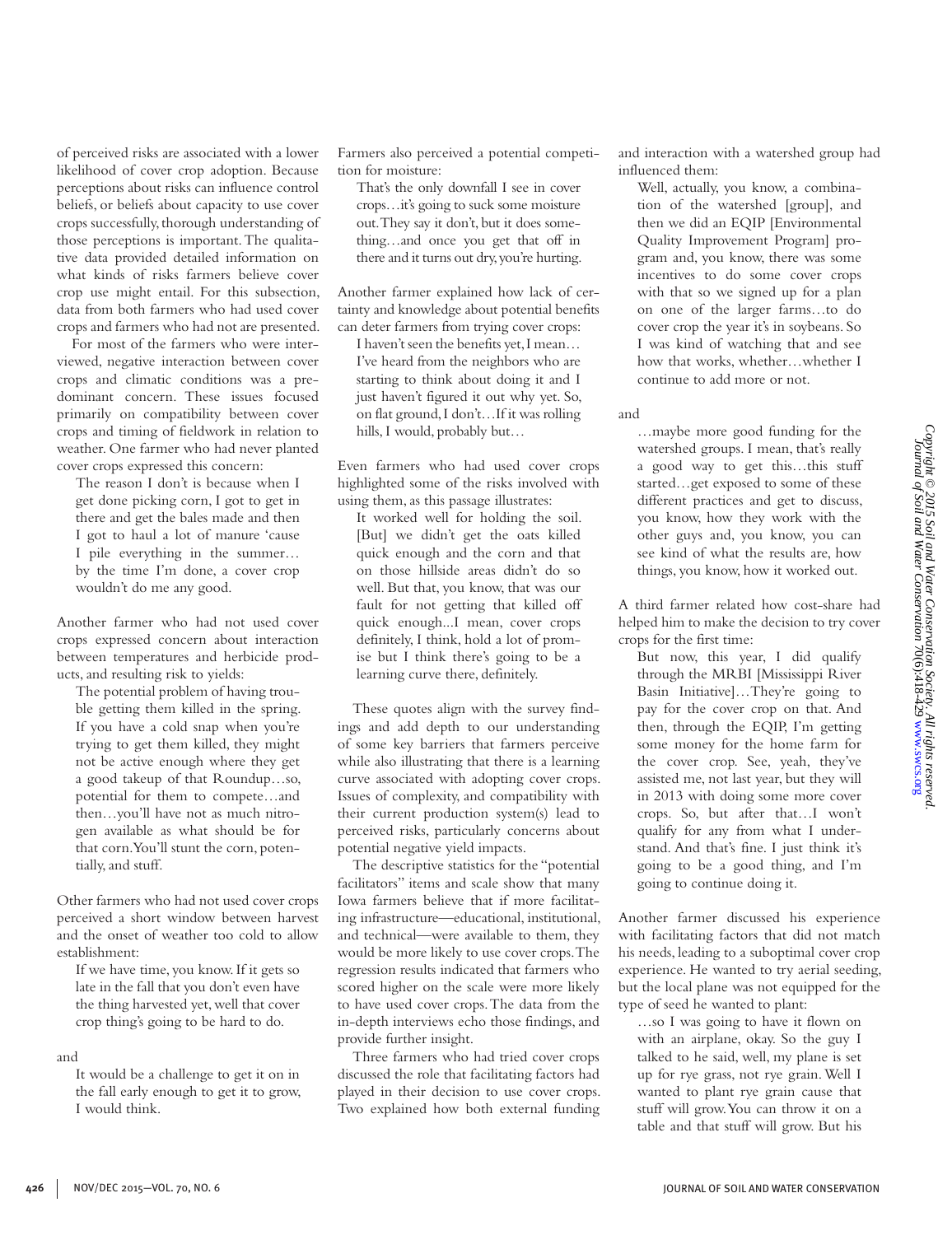of perceived risks are associated with a lower likelihood of cover crop adoption. Because perceptions about risks can influence control beliefs, or beliefs about capacity to use cover crops successfully, thorough understanding of those perceptions is important. The qualitative data provided detailed information on what kinds of risks farmers believe cover crop use might entail. For this subsection, data from both farmers who had used cover crops and farmers who had not are presented.

For most of the farmers who were interviewed, negative interaction between cover crops and climatic conditions was a predominant concern. These issues focused primarily on compatibility between cover crops and timing of fieldwork in relation to weather. One farmer who had never planted cover crops expressed this concern:

> The reason I don't is because when I get done picking corn, I got to get in there and get the bales made and then I got to haul a lot of manure 'cause I pile everything in the summer… by the time I'm done, a cover crop wouldn't do me any good.

Another farmer who had not used cover crops expressed concern about interaction between temperatures and herbicide products, and resulting risk to yields:

> The potential problem of having trouble getting them killed in the spring. If you have a cold snap when you're trying to get them killed, they might not be active enough where they get a good takeup of that Roundup…so, potential for them to compete…and then…you'll have not as much nitrogen available as what should be for that corn. You'll stunt the corn, potentially, and stuff.

Other farmers who had not used cover crops perceived a short window between harvest and the onset of weather too cold to allow establishment:

> If we have time, you know. If it gets so late in the fall that you don't even have the thing harvested yet, well that cover crop thing's going to be hard to do.

and

> It would be a challenge to get it on in the fall early enough to get it to grow, I would think.

Farmers also perceived a potential competition for moisture:

> That's the only downfall I see in cover crops…it's going to suck some moisture out. They say it don't, but it does something…and once you get that off in there and it turns out dry, you're hurting.

Another farmer explained how lack of certainty and knowledge about potential benefits can deter farmers from trying cover crops:

> I haven't seen the benefits yet, I mean… I've heard from the neighbors who are starting to think about doing it and I just haven't figured it out why yet. So, on flat ground, I don't…If it was rolling hills, I would, probably but…

Even farmers who had used cover crops highlighted some of the risks involved with using them, as this passage illustrates:

> It worked well for holding the soil. [But] we didn't get the oats killed quick enough and the corn and that on those hillside areas didn't do so well. But that, you know, that was our fault for not getting that killed off quick enough...I mean, cover crops definitely, I think, hold a lot of promise but I think there's going to be a learning curve there, definitely.

These quotes align with the survey findings and add depth to our understanding of some key barriers that farmers perceive while also illustrating that there is a learning curve associated with adopting cover crops. Issues of complexity, and compatibility with their current production system(s) lead to perceived risks, particularly concerns about potential negative yield impacts.

The descriptive statistics for the "potential facilitators" items and scale show that many Iowa farmers believe that if more facilitating infrastructure—educational, institutional, and technical—were available to them, they would be more likely to use cover crops. The regression results indicated that farmers who scored higher on the scale were more likely to have used cover crops. The data from the in-depth interviews echo those findings, and provide further insight.

Three farmers who had tried cover crops discussed the role that facilitating factors had played in their decision to use cover crops. Two explained how both external funding and interaction with a watershed group had influenced them:

> Well, actually, you know, a combination of the watershed [group], and then we did an EQIP [Environmental Quality Improvement Program] program and, you know, there was some incentives to do some cover crops with that so we signed up for a plan on one of the larger farms…to do cover crop the year it's in soybeans. So I was kind of watching that and see how that works, whether…whether I continue to add more or not.

and

> …maybe more good funding for the watershed groups. I mean, that's really a good way to get this…this stuff started…get exposed to some of these different practices and get to discuss, you know, how they work with the other guys and, you know, you can see kind of what the results are, how things, you know, how it worked out.

A third farmer related how cost-share had helped him to make the decision to try cover crops for the first time:

> But now, this year, I did qualify through the MRBI [Mississippi River Basin Initiative]…They're going to pay for the cover crop on that. And then, through the EQIP, I'm getting some money for the home farm for the cover crop. See, yeah, they've assisted me, not last year, but they will in 2013 with doing some more cover crops. So, but after that…I won't qualify for any from what I understand. And that's fine. I just think it's going to be a good thing, and I'm going to continue doing it.

Another farmer discussed his experience with facilitating factors that did not match his needs, leading to a suboptimal cover crop experience. He wanted to try aerial seeding, but the local plane was not equipped for the type of seed he wanted to plant:

> …so I was going to have it flown on with an airplane, okay. So the guy I talked to he said, well, my plane is set up for rye grass, not rye grain. Well I wanted to plant rye grain cause that stuff will grow. You can throw it on a table and that stuff will grow. But his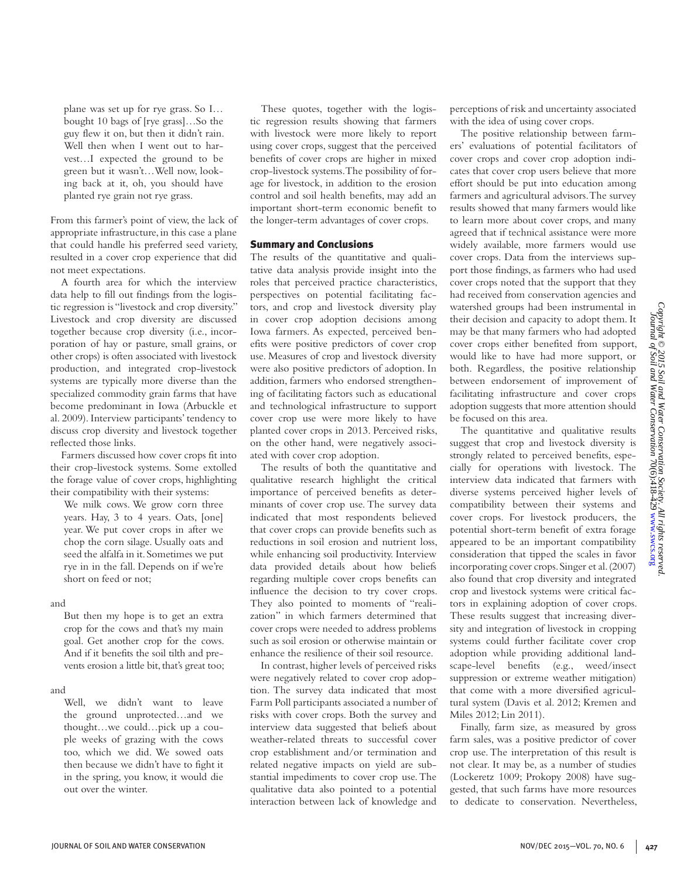plane was set up for rye grass. So I…bought 10 bags of [rye grass]…So the guy flew it on, but then it didn't rain. Well then when I went out to harvest…I expected the ground to be green but it wasn't…Well now, looking back at it, oh, you should have planted rye grain not rye grass.

From this farmer's point of view, the lack of appropriate infrastructure, in this case a plane that could handle his preferred seed variety, resulted in a cover crop experience that did not meet expectations.

A fourth area for which the interview data help to fill out findings from the logistic regression is "livestock and crop diversity." Livestock and crop diversity are discussed together because crop diversity (i.e., incorporation of hay or pasture, small grains, or other crops) is often associated with livestock production, and integrated crop-livestock systems are typically more diverse than the specialized commodity grain farms that have become predominant in Iowa (Arbuckle et al. 2009). Interview participants' tendency to discuss crop diversity and livestock together reflected those links.

Farmers discussed how cover crops fit into their crop-livestock systems. Some extolled the forage value of cover crops, highlighting their compatibility with their systems:

> We milk cows. We grow corn three years. Hay, 3 to 4 years. Oats, [one] year. We put cover crops in after we chop the corn silage. Usually oats and seed the alfalfa in it. Sometimes we put rye in in the fall. Depends on if we're short on feed or not;

and

> But then my hope is to get an extra crop for the cows and that's my main goal. Get another crop for the cows. And if it benefits the soil tilth and prevents erosion a little bit, that's great too;

and

> Well, we didn't want to leave the ground unprotected…and we thought…we could…pick up a couple weeks of grazing with the cows too, which we did. We sowed oats then because we didn't have to fight it in the spring, you know, it would die out over the winter.

These quotes, together with the logistic regression results showing that farmers with livestock were more likely to report using cover crops, suggest that the perceived benefits of cover crops are higher in mixed crop-livestock systems. The possibility of forage for livestock, in addition to the erosion control and soil health benefits, may add an important short-term economic benefit to the longer-term advantages of cover crops.

## Summary and Conclusions

The results of the quantitative and qualitative data analysis provide insight into the roles that perceived practice characteristics, perspectives on potential facilitating factors, and crop and livestock diversity play in cover crop adoption decisions among Iowa farmers. As expected, perceived benefits were positive predictors of cover crop use. Measures of crop and livestock diversity were also positive predictors of adoption. In addition, farmers who endorsed strengthening of facilitating factors such as educational and technological infrastructure to support cover crop use were more likely to have planted cover crops in 2013. Perceived risks, on the other hand, were negatively associated with cover crop adoption.

The results of both the quantitative and qualitative research highlight the critical importance of perceived benefits as determinants of cover crop use. The survey data indicated that most respondents believed that cover crops can provide benefits such as reductions in soil erosion and nutrient loss, while enhancing soil productivity. Interview data provided details about how beliefs regarding multiple cover crops benefits can influence the decision to try cover crops. They also pointed to moments of "realization" in which farmers determined that cover crops were needed to address problems such as soil erosion or otherwise maintain or enhance the resilience of their soil resource.

In contrast, higher levels of perceived risks were negatively related to cover crop adoption. The survey data indicated that most Farm Poll participants associated a number of risks with cover crops. Both the survey and interview data suggested that beliefs about weather-related threats to successful cover crop establishment and/or termination and related negative impacts on yield are substantial impediments to cover crop use. The qualitative data also pointed to a potential interaction between lack of knowledge and perceptions of risk and uncertainty associated with the idea of using cover crops.

The positive relationship between farmers' evaluations of potential facilitators of cover crops and cover crop adoption indicates that cover crop users believe that more effort should be put into education among farmers and agricultural advisors. The survey results showed that many farmers would like to learn more about cover crops, and many agreed that if technical assistance were more widely available, more farmers would use cover crops. Data from the interviews support those findings, as farmers who had used cover crops noted that the support that they had received from conservation agencies and watershed groups had been instrumental in their decision and capacity to adopt them. It may be that many farmers who had adopted cover crops either benefited from support, would like to have had more support, or both. Regardless, the positive relationship between endorsement of improvement of facilitating infrastructure and cover crops adoption suggests that more attention should be focused on this area.

The quantitative and qualitative results suggest that crop and livestock diversity is strongly related to perceived benefits, especially for operations with livestock. The interview data indicated that farmers with diverse systems perceived higher levels of compatibility between their systems and cover crops. For livestock producers, the potential short-term benefit of extra forage appeared to be an important compatibility consideration that tipped the scales in favor incorporating cover crops. Singer et al. (2007) also found that crop diversity and integrated crop and livestock systems were critical factors in explaining adoption of cover crops. These results suggest that increasing diversity and integration of livestock in cropping systems could further facilitate cover crop adoption while providing additional landscape-level benefits (e.g., weed/insect suppression or extreme weather mitigation) that come with a more diversified agricultural system (Davis et al. 2012; Kremen and Miles 2012; Lin 2011).

Finally, farm size, as measured by gross farm sales, was a positive predictor of cover crop use. The interpretation of this result is not clear. It may be, as a number of studies (Lockeretz 2009; Prokopy 2008) have suggested, that such farms have more resources to dedicate to conservation. Nevertheless,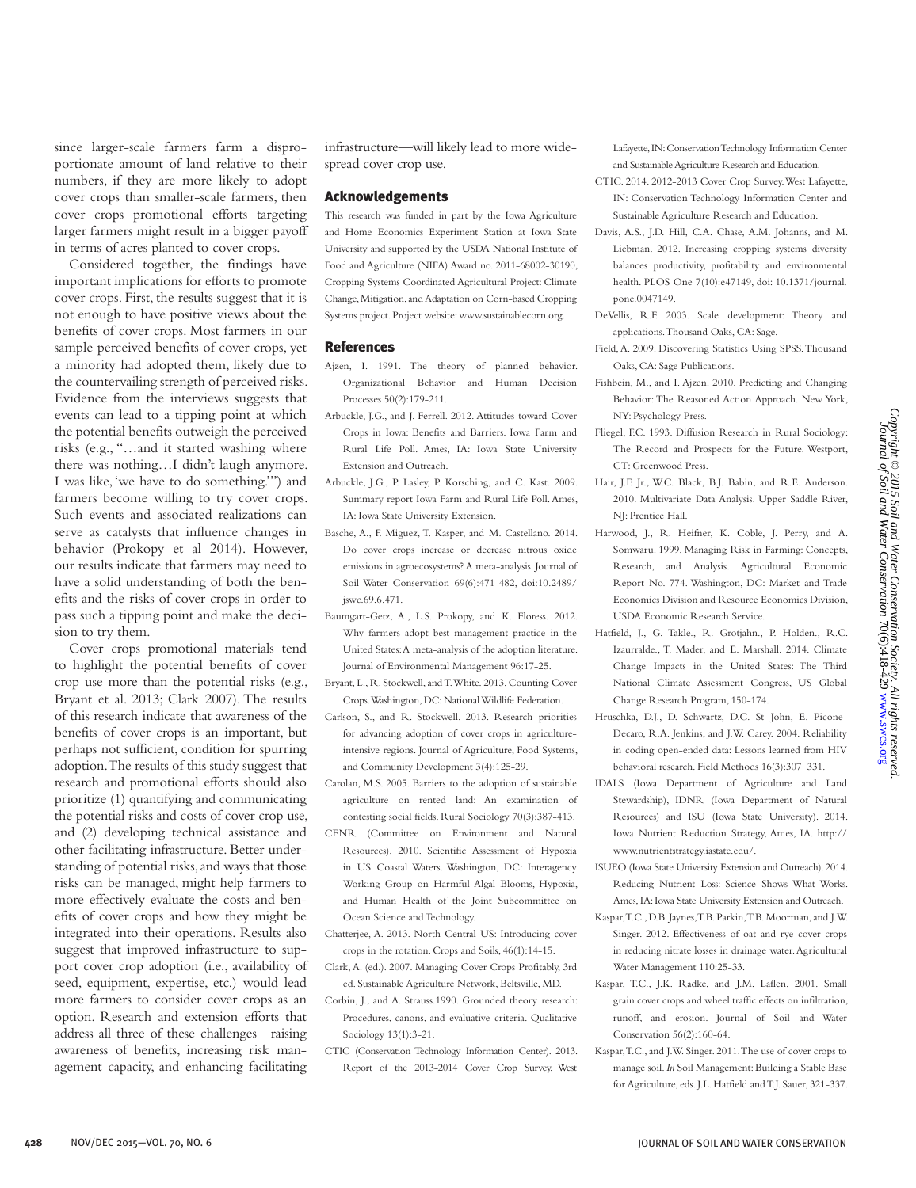since larger-scale farmers farm a disproportionate amount of land relative to their numbers, if they are more likely to adopt cover crops than smaller-scale farmers, then cover crops promotional efforts targeting larger farmers might result in a bigger payoff in terms of acres planted to cover crops.

Considered together, the findings have important implications for efforts to promote cover crops. First, the results suggest that it is not enough to have positive views about the benefits of cover crops. Most farmers in our sample perceived benefits of cover crops, yet a minority had adopted them, likely due to the countervailing strength of perceived risks. Evidence from the interviews suggests that events can lead to a tipping point at which the potential benefits outweigh the perceived risks (e.g., "…and it started washing where there was nothing…I didn't laugh anymore. I was like, 'we have to do something.'") and farmers become willing to try cover crops. Such events and associated realizations can serve as catalysts that influence changes in behavior (Prokopy et al 2014). However, our results indicate that farmers may need to have a solid understanding of both the benefits and the risks of cover crops in order to pass such a tipping point and make the decision to try them.

Cover crops promotional materials tend to highlight the potential benefits of cover crop use more than the potential risks (e.g., Bryant et al. 2013; Clark 2007). The results of this research indicate that awareness of the benefits of cover crops is an important, but perhaps not sufficient, condition for spurring adoption. The results of this study suggest that research and promotional efforts should also prioritize (1) quantifying and communicating the potential risks and costs of cover crop use, and (2) developing technical assistance and other facilitating infrastructure. Better understanding of potential risks, and ways that those risks can be managed, might help farmers to more effectively evaluate the costs and benefits of cover crops and how they might be integrated into their operations. Results also suggest that improved infrastructure to support cover crop adoption (i.e., availability of seed, equipment, expertise, etc.) would lead more farmers to consider cover crops as an option. Research and extension efforts that address all three of these challenges—raising awareness of benefits, increasing risk management capacity, and enhancing facilitating infrastructure—will likely lead to more widespread cover crop use.

## Acknowledgements

This research was funded in part by the Iowa Agriculture and Home Economics Experiment Station at Iowa State University and supported by the USDA National Institute of Food and Agriculture (NIFA) Award no. 2011-68002-30190, Cropping Systems Coordinated Agricultural Project: Climate Change, Mitigation, and Adaptation on Corn-based Cropping Systems project. Project website: www.sustainablecorn.org.

## References

Ajzen, I. 1991. The theory of planned behavior. Organizational Behavior and Human Decision Processes 50(2):179-211.

Arbuckle, J.G., and J. Ferrell. 2012. Attitudes toward Cover Crops in Iowa: Benefits and Barriers. Iowa Farm and Rural Life Poll. Ames, IA: Iowa State University Extension and Outreach.

Arbuckle, J.G., P. Lasley, P. Korsching, and C. Kast. 2009. Summary report Iowa Farm and Rural Life Poll. Ames, IA: Iowa State University Extension.

Basche, A., F. Miguez, T. Kasper, and M. Castellano. 2014. Do cover crops increase or decrease nitrous oxide emissions in agroecosystems? A meta-analysis. Journal of Soil Water Conservation 69(6):471-482, doi:10.2489/jswc.69.6.471.

Baumgart-Getz, A., L.S. Prokopy, and K. Floress. 2012. Why farmers adopt best management practice in the United States: A meta-analysis of the adoption literature. Journal of Environmental Management 96:17-25.

Bryant, L., R. Stockwell, and T. White. 2013. Counting Cover Crops. Washington, DC: National Wildlife Federation.

Carlson, S., and R. Stockwell. 2013. Research priorities for advancing adoption of cover crops in agriculture-intensive regions. Journal of Agriculture, Food Systems, and Community Development 3(4):125-29.

Carolan, M.S. 2005. Barriers to the adoption of sustainable agriculture on rented land: An examination of contesting social fields. Rural Sociology 70(3):387-413.

CENR (Committee on Environment and Natural Resources). 2010. Scientific Assessment of Hypoxia in US Coastal Waters. Washington, DC: Interagency Working Group on Harmful Algal Blooms, Hypoxia, and Human Health of the Joint Subcommittee on Ocean Science and Technology.

Chatterjee, A. 2013. North-Central US: Introducing cover crops in the rotation. Crops and Soils, 46(1):14-15.

Clark, A. (ed.). 2007. Managing Cover Crops Profitably, 3rd ed. Sustainable Agriculture Network, Beltsville, MD.

Corbin, J., and A. Strauss. 1990. Grounded theory research: Procedures, canons, and evaluative criteria. Qualitative Sociology 13(1):3-21.

CTIC (Conservation Technology Information Center). 2013. Report of the 2013-2014 Cover Crop Survey. West Lafayette, IN: Conservation Technology Information Center and Sustainable Agriculture Research and Education.

CTIC. 2014. 2012-2013 Cover Crop Survey. West Lafayette, IN: Conservation Technology Information Center and Sustainable Agriculture Research and Education.

Davis, A.S., J.D. Hill, C.A. Chase, A.M. Johanns, and M. Liebman. 2012. Increasing cropping systems diversity balances productivity, profitability and environmental health. PLOS One 7(10):e47149, doi: 10.1371/journal.pone.0047149.

DeVellis, R.F. 2003. Scale development: Theory and applications. Thousand Oaks, CA: Sage.

Field, A. 2009. Discovering Statistics Using SPSS. Thousand Oaks, CA: Sage Publications.

Fishbein, M., and I. Ajzen. 2010. Predicting and Changing Behavior: The Reasoned Action Approach. New York, NY: Psychology Press.

Fliegel, F.C. 1993. Diffusion Research in Rural Sociology: The Record and Prospects for the Future. Westport, CT: Greenwood Press.

Hair, J.F. Jr., W.C. Black, B.J. Babin, and R.E. Anderson. 2010. Multivariate Data Analysis. Upper Saddle River, NJ: Prentice Hall.

Harwood, J., R. Heifner, K. Coble, J. Perry, and A. Somwaru. 1999. Managing Risk in Farming: Concepts, Research, and Analysis. Agricultural Economic Report No. 774. Washington, DC: Market and Trade Economics Division and Resource Economics Division, USDA Economic Research Service.

Hatfield, J., G. Takle., R. Grotjahn., P. Holden., R.C. Izaurralde., T. Mader, and E. Marshall. 2014. Climate Change Impacts in the United States: The Third National Climate Assessment Congress, US Global Change Research Program, 150-174.

Hruschka, D.J., D. Schwartz, D.C. St John, E. Picone-Decaro, R.A. Jenkins, and J.W. Carey. 2004. Reliability in coding open-ended data: Lessons learned from HIV behavioral research. Field Methods 16(3):307–331.

IDALS (Iowa Department of Agriculture and Land Stewardship), IDNR (Iowa Department of Natural Resources) and ISU (Iowa State University). 2014. Iowa Nutrient Reduction Strategy, Ames, IA. http://www.nutrientstrategy.iastate.edu/.

ISUEO (Iowa State University Extension and Outreach). 2014. Reducing Nutrient Loss: Science Shows What Works. Ames, IA: Iowa State University Extension and Outreach.

Kaspar, T.C., D.B. Jaynes, T.B. Parkin, T.B. Moorman, and J.W. Singer. 2012. Effectiveness of oat and rye cover crops in reducing nitrate losses in drainage water. Agricultural Water Management 110:25-33.

Kaspar, T.C., J.K. Radke, and J.M. Laflen. 2001. Small grain cover crops and wheel traffic effects on infiltration, runoff, and erosion. Journal of Soil and Water Conservation 56(2):160-64.

Kaspar, T.C., and J.W. Singer. 2011. The use of cover crops to manage soil. *In* Soil Management: Building a Stable Base for Agriculture, eds. J.L. Hatfield and T.J. Sauer, 321-337.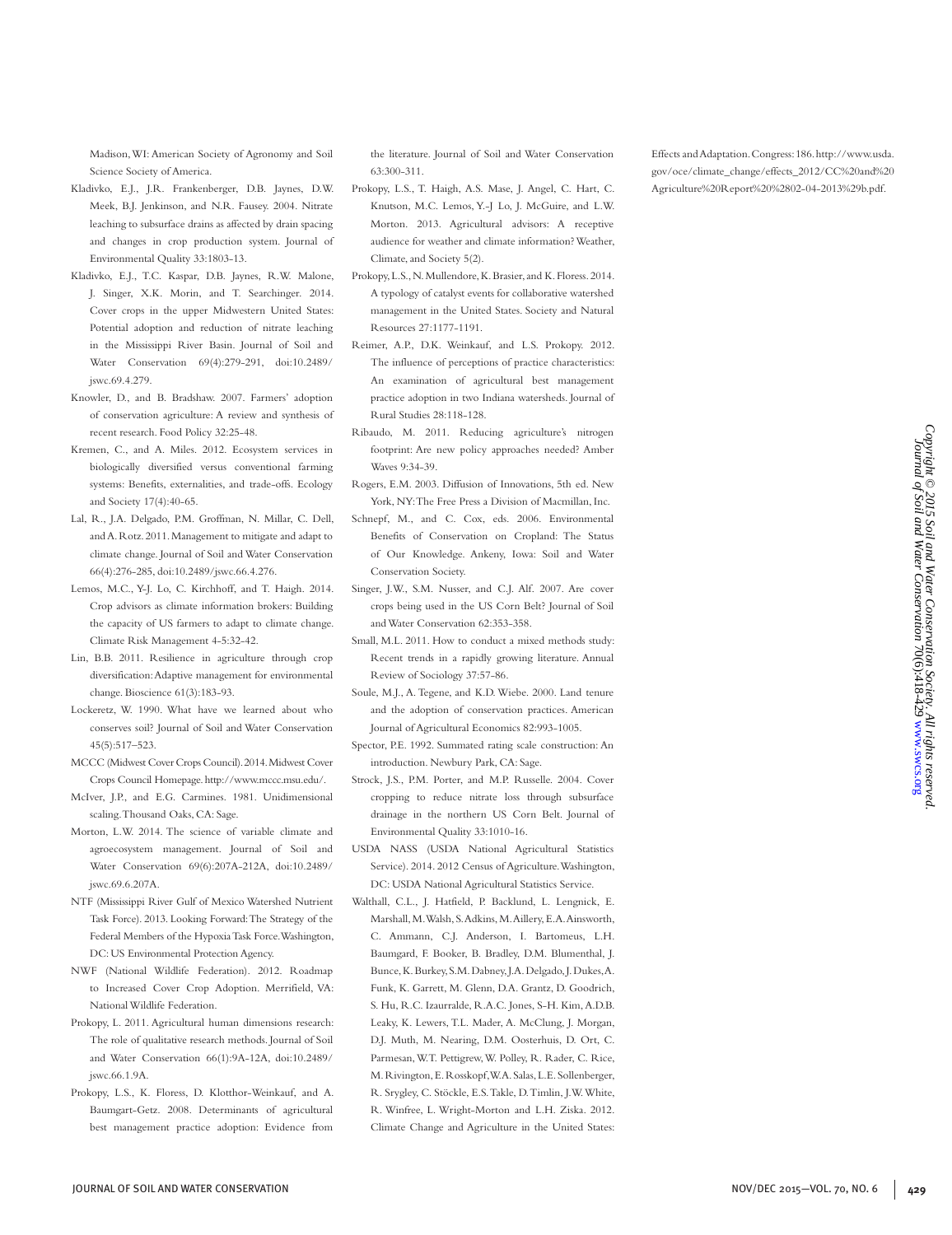Madison, WI: American Society of Agronomy and Soil Science Society of America.

Kladivko, E.J., J.R. Frankenberger, D.B. Jaynes, D.W. Meek, B.J. Jenkinson, and N.R. Fausey. 2004. Nitrate leaching to subsurface drains as affected by drain spacing and changes in crop production system. Journal of Environmental Quality 33:1803-13.

Kladivko, E.J., T.C. Kaspar, D.B. Jaynes, R.W. Malone, J. Singer, X.K. Morin, and T. Searchinger. 2014. Cover crops in the upper Midwestern United States: Potential adoption and reduction of nitrate leaching in the Mississippi River Basin. Journal of Soil and Water Conservation 69(4):279-291, doi:10.2489/jswc.69.4.279.

Knowler, D., and B. Bradshaw. 2007. Farmers' adoption of conservation agriculture: A review and synthesis of recent research. Food Policy 32:25-48.

Kremen, C., and A. Miles. 2012. Ecosystem services in biologically diversified versus conventional farming systems: Benefits, externalities, and trade-offs. Ecology and Society 17(4):40-65.

Lal, R., J.A. Delgado, P.M. Groffman, N. Millar, C. Dell, and A. Rotz. 2011. Management to mitigate and adapt to climate change. Journal of Soil and Water Conservation 66(4):276-285, doi:10.2489/jswc.66.4.276.

Lemos, M.C., Y-J. Lo, C. Kirchhoff, and T. Haigh. 2014. Crop advisors as climate information brokers: Building the capacity of US farmers to adapt to climate change. Climate Risk Management 4-5:32-42.

Lin, B.B. 2011. Resilience in agriculture through crop diversification: Adaptive management for environmental change. Bioscience 61(3):183-93.

Lockeretz, W. 1990. What have we learned about who conserves soil? Journal of Soil and Water Conservation 45(5):517–523.

MCCC (Midwest Cover Crops Council). 2014. Midwest Cover Crops Council Homepage. http://www.mccc.msu.edu/.

McIver, J.P., and E.G. Carmines. 1981. Unidimensional scaling. Thousand Oaks, CA: Sage.

Morton, L.W. 2014. The science of variable climate and agroecosystem management. Journal of Soil and Water Conservation 69(6):207A-212A, doi:10.2489/jswc.69.6.207A.

NTF (Mississippi River Gulf of Mexico Watershed Nutrient Task Force). 2013. Looking Forward: The Strategy of the Federal Members of the Hypoxia Task Force. Washington, DC: US Environmental Protection Agency.

NWF (National Wildlife Federation). 2012. Roadmap to Increased Cover Crop Adoption. Merrifield, VA: National Wildlife Federation.

Prokopy, L. 2011. Agricultural human dimensions research: The role of qualitative research methods. Journal of Soil and Water Conservation 66(1):9A-12A, doi:10.2489/jswc.66.1.9A.

Prokopy, L.S., K. Floress, D. Klotthor-Weinkauf, and A. Baumgart-Getz. 2008. Determinants of agricultural best management practice adoption: Evidence from the literature. Journal of Soil and Water Conservation 63:300-311.

Prokopy, L.S., T. Haigh, A.S. Mase, J. Angel, C. Hart, C. Knutson, M.C. Lemos, Y.-J Lo, J. McGuire, and L.W. Morton. 2013. Agricultural advisors: A receptive audience for weather and climate information? Weather, Climate, and Society 5(2).

Prokopy, L.S., N. Mullendore, K. Brasier, and K. Floress. 2014. A typology of catalyst events for collaborative watershed management in the United States. Society and Natural Resources 27:1177-1191.

Reimer, A.P., D.K. Weinkauf, and L.S. Prokopy. 2012. The influence of perceptions of practice characteristics: An examination of agricultural best management practice adoption in two Indiana watersheds. Journal of Rural Studies 28:118-128.

Ribaudo, M. 2011. Reducing agriculture's nitrogen footprint: Are new policy approaches needed? Amber Waves 9:34-39.

Rogers, E.M. 2003. Diffusion of Innovations, 5th ed. New York, NY: The Free Press a Division of Macmillan, Inc.

Schnepf, M., and C. Cox, eds. 2006. Environmental Benefits of Conservation on Cropland: The Status of Our Knowledge. Ankeny, Iowa: Soil and Water Conservation Society.

Singer, J.W., S.M. Nusser, and C.J. Alf. 2007. Are cover crops being used in the US Corn Belt? Journal of Soil and Water Conservation 62:353-358.

Small, M.L. 2011. How to conduct a mixed methods study: Recent trends in a rapidly growing literature. Annual Review of Sociology 37:57-86.

Soule, M.J., A. Tegene, and K.D. Wiebe. 2000. Land tenure and the adoption of conservation practices. American Journal of Agricultural Economics 82:993-1005.

Spector, P.E. 1992. Summated rating scale construction: An introduction. Newbury Park, CA: Sage.

Strock, J.S., P.M. Porter, and M.P. Russelle. 2004. Cover cropping to reduce nitrate loss through subsurface drainage in the northern US Corn Belt. Journal of Environmental Quality 33:1010-16.

USDA NASS (USDA National Agricultural Statistics Service). 2014. 2012 Census of Agriculture. Washington, DC: USDA National Agricultural Statistics Service.

Walthall, C.L., J. Hatfield, P. Backlund, L. Lengnick, E. Marshall, M. Walsh, S. Adkins, M. Aillery, E.A. Ainsworth, C. Ammann, C.J. Anderson, I. Bartomeus, L.H. Baumgard, F. Booker, B. Bradley, D.M. Blumenthal, J. Bunce, K. Burkey, S.M. Dabney, J.A. Delgado, J. Dukes, A. Funk, K. Garrett, M. Glenn, D.A. Grantz, D. Goodrich, S. Hu, R.C. Izaurralde, R.A.C. Jones, S-H. Kim, A.D.B. Leaky, K. Lewers, T.L. Mader, A. McClung, J. Morgan, D.J. Muth, M. Nearing, D.M. Oosterhuis, D. Ort, C. Parmesan, W.T. Pettigrew, W. Polley, R. Rader, C. Rice, M. Rivington, E. Rosskopf, W.A. Salas, L.E. Sollenberger, R. Srygley, C. Stöckle, E.S. Takle, D. Timlin, J.W. White, R. Winfree, L. Wright-Morton and L.H. Ziska. 2012. Climate Change and Agriculture in the United States: Effects and Adaptation. Congress: 186. http://www.usda.gov/oce/climate_change/effects_2012/CC%20and%20Agriculture%20Report%20%2802-04-2013%29b.pdf.